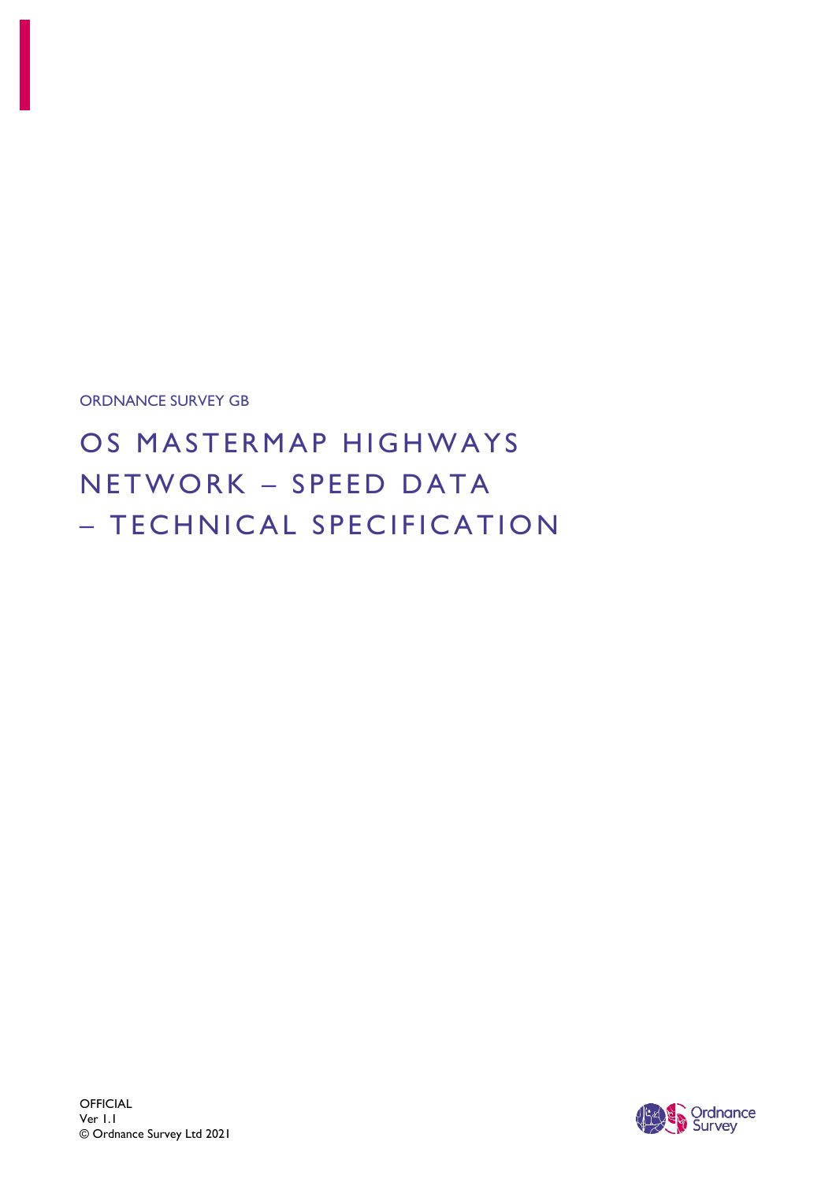ORDNANCE SURVEY GB

# OS MASTERMAP HIGHWAYS NETWORK – SPEED DATA – TECHNICAL SPECIFICATION

OFFICIAL
Ver 1.1
© Ordnance Survey Ltd 2021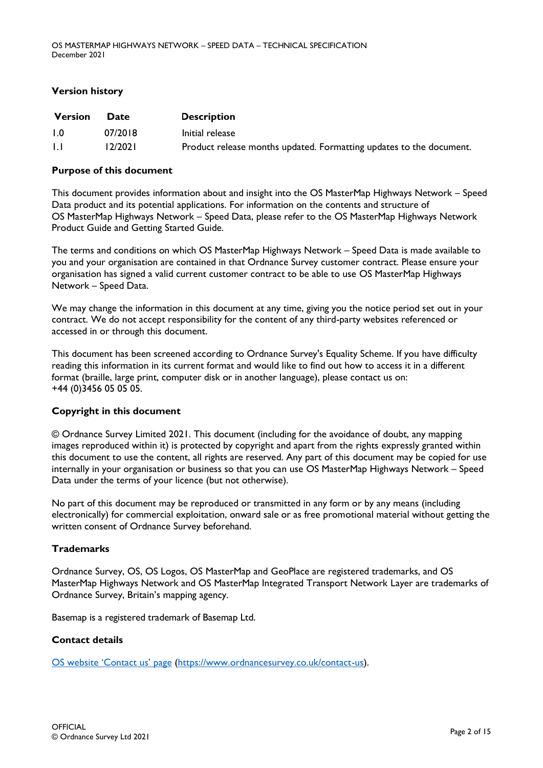## Version history

| Version | Date | Description |
|---|---|---|
| 1.0 | 07/2018 | Initial release |
| 1.1 | 12/2021 | Product release months updated. Formatting updates to the document. |

## Purpose of this document

This document provides information about and insight into the OS MasterMap Highways Network – Speed Data product and its potential applications. For information on the contents and structure of OS MasterMap Highways Network – Speed Data, please refer to the OS MasterMap Highways Network Product Guide and Getting Started Guide.

The terms and conditions on which OS MasterMap Highways Network – Speed Data is made available to you and your organisation are contained in that Ordnance Survey customer contract. Please ensure your organisation has signed a valid current customer contract to be able to use OS MasterMap Highways Network – Speed Data.

We may change the information in this document at any time, giving you the notice period set out in your contract. We do not accept responsibility for the content of any third-party websites referenced or accessed in or through this document.

This document has been screened according to Ordnance Survey's Equality Scheme. If you have difficulty reading this information in its current format and would like to find out how to access it in a different format (braille, large print, computer disk or in another language), please contact us on: +44 (0)3456 05 05 05.

## Copyright in this document

© Ordnance Survey Limited 2021. This document (including for the avoidance of doubt, any mapping images reproduced within it) is protected by copyright and apart from the rights expressly granted within this document to use the content, all rights are reserved. Any part of this document may be copied for use internally in your organisation or business so that you can use OS MasterMap Highways Network – Speed Data under the terms of your licence (but not otherwise).

No part of this document may be reproduced or transmitted in any form or by any means (including electronically) for commercial exploitation, onward sale or as free promotional material without getting the written consent of Ordnance Survey beforehand.

## Trademarks

Ordnance Survey, OS, OS Logos, OS MasterMap and GeoPlace are registered trademarks, and OS MasterMap Highways Network and OS MasterMap Integrated Transport Network Layer are trademarks of Ordnance Survey, Britain's mapping agency.

Basemap is a registered trademark of Basemap Ltd.

## Contact details

[OS website 'Contact us' page](https://www.ordnancesurvey.co.uk/contact-us) (https://www.ordnancesurvey.co.uk/contact-us).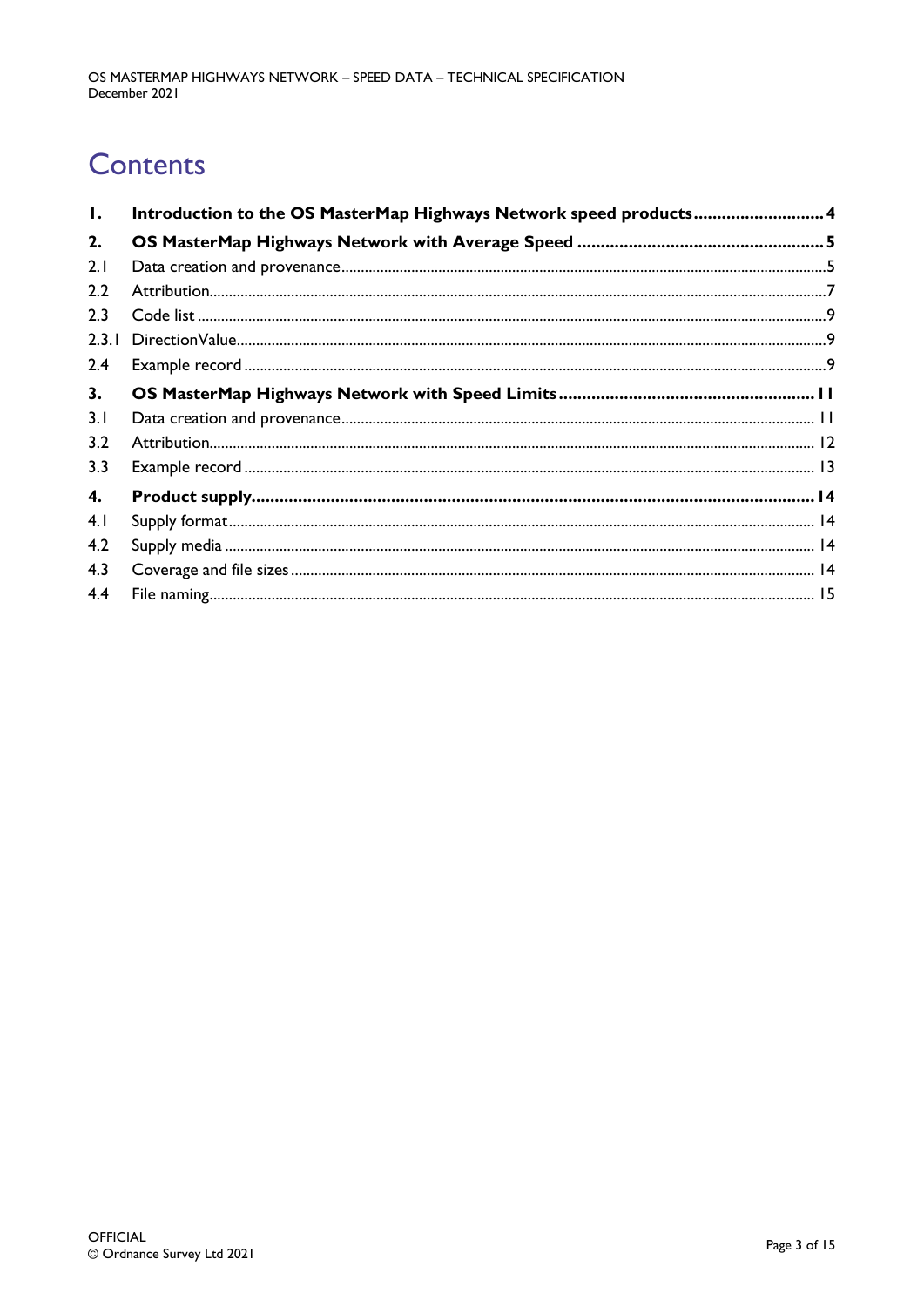# Contents

| | | |
|---|---|---|
| **1.** | **Introduction to the OS MasterMap Highways Network speed products** | **4** |
| **2.** | **OS MasterMap Highways Network with Average Speed** | **5** |
| 2.1 | Data creation and provenance | 5 |
| 2.2 | Attribution | 7 |
| 2.3 | Code list | 9 |
| 2.3.1 | DirectionValue | 9 |
| 2.4 | Example record | 9 |
| **3.** | **OS MasterMap Highways Network with Speed Limits** | **11** |
| 3.1 | Data creation and provenance | 11 |
| 3.2 | Attribution | 12 |
| 3.3 | Example record | 13 |
| **4.** | **Product supply** | **14** |
| 4.1 | Supply format | 14 |
| 4.2 | Supply media | 14 |
| 4.3 | Coverage and file sizes | 14 |
| 4.4 | File naming | 15 |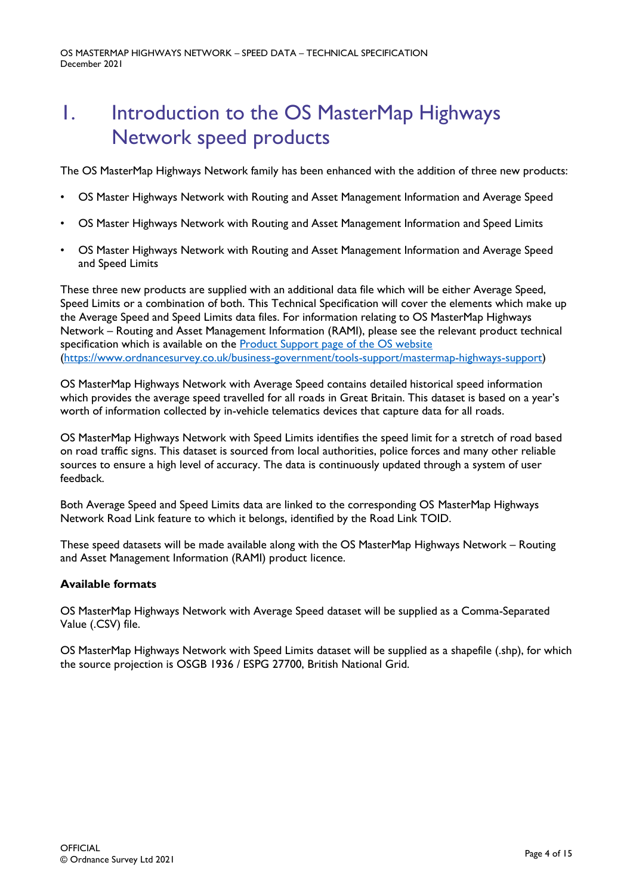# 1. Introduction to the OS MasterMap Highways Network speed products

The OS MasterMap Highways Network family has been enhanced with the addition of three new products:

- OS Master Highways Network with Routing and Asset Management Information and Average Speed
- OS Master Highways Network with Routing and Asset Management Information and Speed Limits
- OS Master Highways Network with Routing and Asset Management Information and Average Speed and Speed Limits

These three new products are supplied with an additional data file which will be either Average Speed, Speed Limits or a combination of both. This Technical Specification will cover the elements which make up the Average Speed and Speed Limits data files. For information relating to OS MasterMap Highways Network – Routing and Asset Management Information (RAMI), please see the relevant product technical specification which is available on the [Product Support page of the OS website](https://www.ordnancesurvey.co.uk/business-government/tools-support/mastermap-highways-support) (https://www.ordnancesurvey.co.uk/business-government/tools-support/mastermap-highways-support)

OS MasterMap Highways Network with Average Speed contains detailed historical speed information which provides the average speed travelled for all roads in Great Britain. This dataset is based on a year's worth of information collected by in-vehicle telematics devices that capture data for all roads.

OS MasterMap Highways Network with Speed Limits identifies the speed limit for a stretch of road based on road traffic signs. This dataset is sourced from local authorities, police forces and many other reliable sources to ensure a high level of accuracy. The data is continuously updated through a system of user feedback.

Both Average Speed and Speed Limits data are linked to the corresponding OS MasterMap Highways Network Road Link feature to which it belongs, identified by the Road Link TOID.

These speed datasets will be made available along with the OS MasterMap Highways Network – Routing and Asset Management Information (RAMI) product licence.

**Available formats**

OS MasterMap Highways Network with Average Speed dataset will be supplied as a Comma-Separated Value (.CSV) file.

OS MasterMap Highways Network with Speed Limits dataset will be supplied as a shapefile (.shp), for which the source projection is OSGB 1936 / ESPG 27700, British National Grid.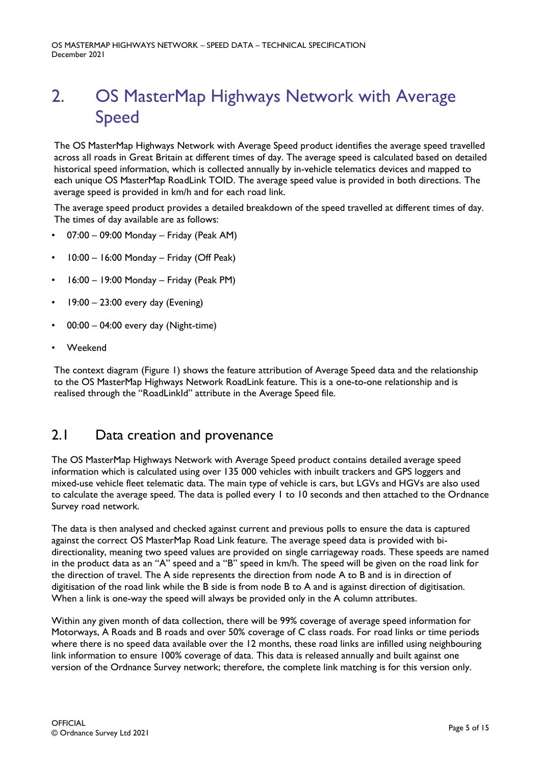# 2. OS MasterMap Highways Network with Average Speed

The OS MasterMap Highways Network with Average Speed product identifies the average speed travelled across all roads in Great Britain at different times of day. The average speed is calculated based on detailed historical speed information, which is collected annually by in-vehicle telematics devices and mapped to each unique OS MasterMap RoadLink TOID. The average speed value is provided in both directions. The average speed is provided in km/h and for each road link.

The average speed product provides a detailed breakdown of the speed travelled at different times of day. The times of day available are as follows:

- 07:00 – 09:00 Monday – Friday (Peak AM)
- 10:00 – 16:00 Monday – Friday (Off Peak)
- 16:00 – 19:00 Monday – Friday (Peak PM)
- 19:00 – 23:00 every day (Evening)
- 00:00 – 04:00 every day (Night-time)
- Weekend

The context diagram (Figure 1) shows the feature attribution of Average Speed data and the relationship to the OS MasterMap Highways Network RoadLink feature. This is a one-to-one relationship and is realised through the "RoadLinkId" attribute in the Average Speed file.

## 2.1 Data creation and provenance

The OS MasterMap Highways Network with Average Speed product contains detailed average speed information which is calculated using over 135 000 vehicles with inbuilt trackers and GPS loggers and mixed-use vehicle fleet telematic data. The main type of vehicle is cars, but LGVs and HGVs are also used to calculate the average speed. The data is polled every 1 to 10 seconds and then attached to the Ordnance Survey road network.

The data is then analysed and checked against current and previous polls to ensure the data is captured against the correct OS MasterMap Road Link feature. The average speed data is provided with bi-directionality, meaning two speed values are provided on single carriageway roads. These speeds are named in the product data as an "A" speed and a "B" speed in km/h. The speed will be given on the road link for the direction of travel. The A side represents the direction from node A to B and is in direction of digitisation of the road link while the B side is from node B to A and is against direction of digitisation. When a link is one-way the speed will always be provided only in the A column attributes.

Within any given month of data collection, there will be 99% coverage of average speed information for Motorways, A Roads and B roads and over 50% coverage of C class roads. For road links or time periods where there is no speed data available over the 12 months, these road links are infilled using neighbouring link information to ensure 100% coverage of data. This data is released annually and built against one version of the Ordnance Survey network; therefore, the complete link matching is for this version only.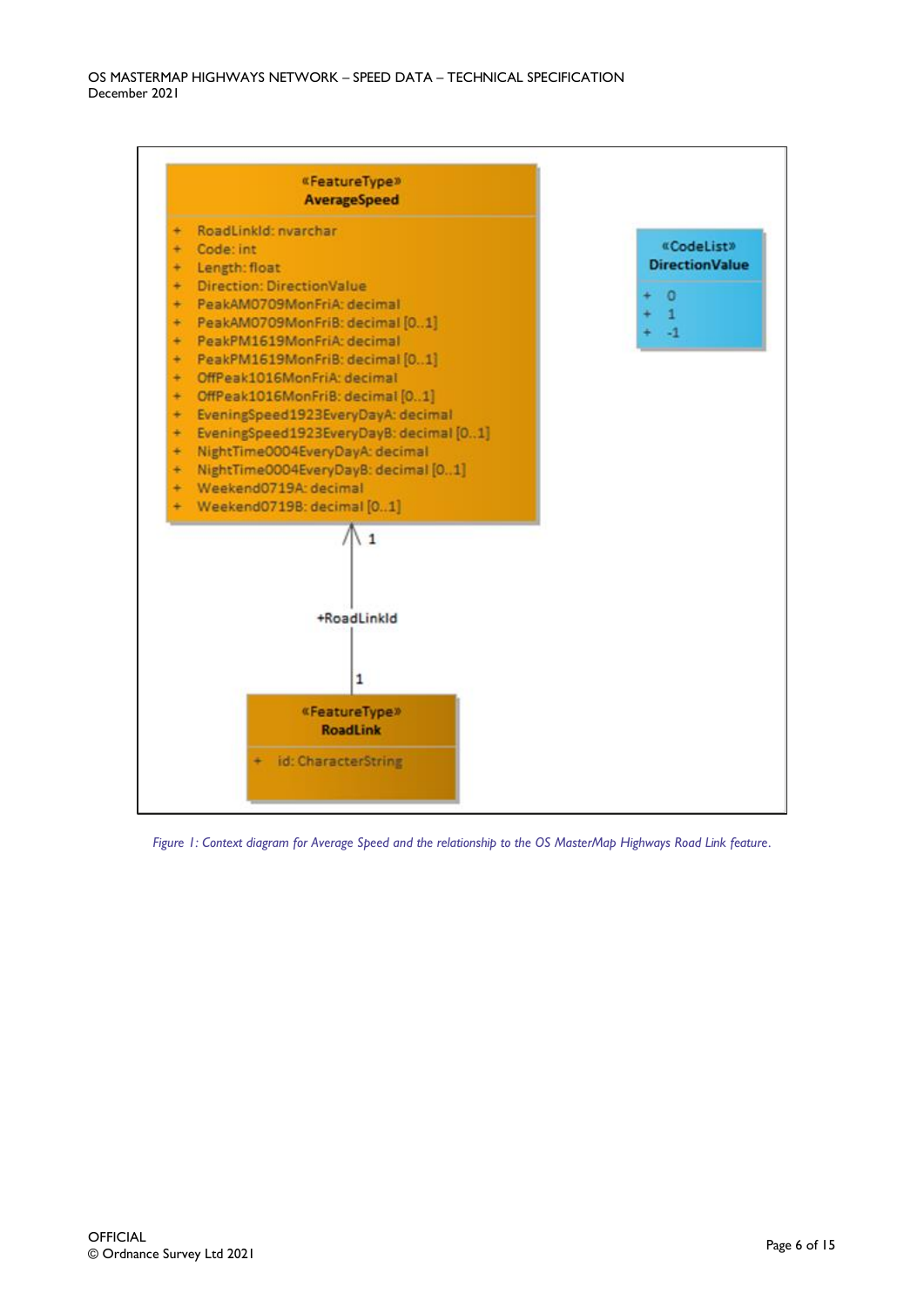**«FeatureType»**
**AverageSpeed**

- \+ RoadLinkId: nvarchar
- \+ Code: int
- \+ Length: float
- \+ Direction: DirectionValue
- \+ PeakAM0709MonFriA: decimal
- \+ PeakAM0709MonFriB: decimal [0..1]
- \+ PeakPM1619MonFriA: decimal
- \+ PeakPM1619MonFriB: decimal [0..1]
- \+ OffPeak1016MonFriA: decimal
- \+ OffPeak1016MonFriB: decimal [0..1]
- \+ EveningSpeed1923EveryDayA: decimal
- \+ EveningSpeed1923EveryDayB: decimal [0..1]
- \+ NightTime0004EveryDayA: decimal
- \+ NightTime0004EveryDayB: decimal [0..1]
- \+ Weekend0719A: decimal
- \+ Weekend0719B: decimal [0..1]

**«CodeList»**
**DirectionValue**

- \+ 0
- \+ 1
- \+ -1

1

+RoadLinkId

1

**«FeatureType»**
**RoadLink**

- \+ id: CharacterString

*Figure 1: Context diagram for Average Speed and the relationship to the OS MasterMap Highways Road Link feature.*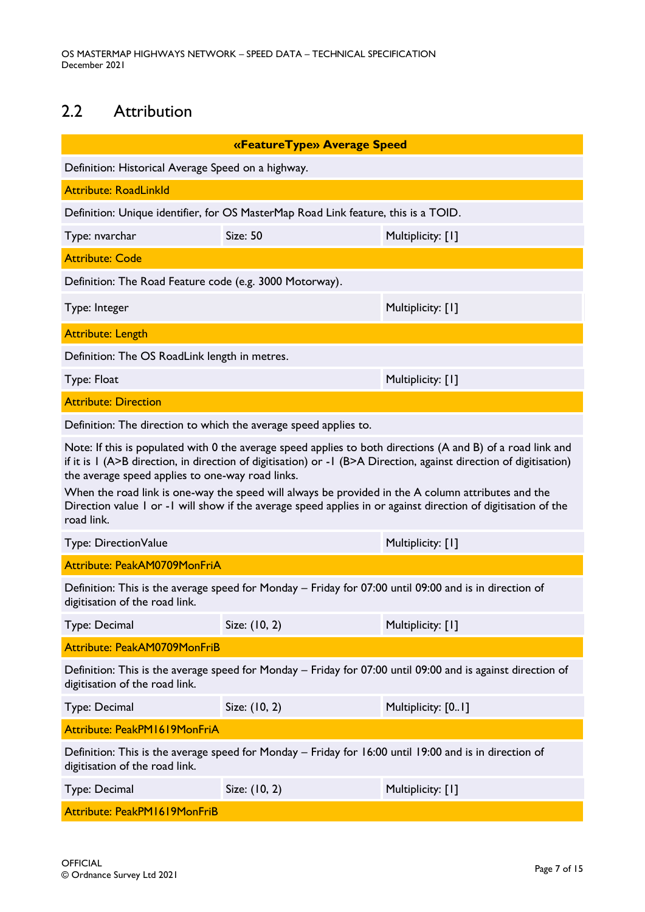## 2.2 Attribution

| «FeatureType» Average Speed | | |
|---|---|---|
| Definition: Historical Average Speed on a highway. | | |
| Attribute: RoadLinkId | | |
| Definition: Unique identifier, for OS MasterMap Road Link feature, this is a TOID. | | |
| Type: nvarchar | Size: 50 | Multiplicity: [1] |
| Attribute: Code | | |
| Definition: The Road Feature code (e.g. 3000 Motorway). | | |
| Type: Integer | | Multiplicity: [1] |
| Attribute: Length | | |
| Definition: The OS RoadLink length in metres. | | |
| Type: Float | | Multiplicity: [1] |
| Attribute: Direction | | |
| Definition: The direction to which the average speed applies to. | | |
| Note: If this is populated with 0 the average speed applies to both directions (A and B) of a road link and if it is 1 (A>B direction, in direction of digitisation) or -1 (B>A Direction, against direction of digitisation) the average speed applies to one-way road links. When the road link is one-way the speed will always be provided in the A column attributes and the Direction value 1 or -1 will show if the average speed applies in or against direction of digitisation of the road link. | | |
| Type: DirectionValue | | Multiplicity: [1] |
| Attribute: PeakAM0709MonFriA | | |
| Definition: This is the average speed for Monday – Friday for 07:00 until 09:00 and is in direction of digitisation of the road link. | | |
| Type: Decimal | Size: (10, 2) | Multiplicity: [1] |
| Attribute: PeakAM0709MonFriB | | |
| Definition: This is the average speed for Monday – Friday for 07:00 until 09:00 and is against direction of digitisation of the road link. | | |
| Type: Decimal | Size: (10, 2) | Multiplicity: [0..1] |
| Attribute: PeakPM1619MonFriA | | |
| Definition: This is the average speed for Monday – Friday for 16:00 until 19:00 and is in direction of digitisation of the road link. | | |
| Type: Decimal | Size: (10, 2) | Multiplicity: [1] |
| Attribute: PeakPM1619MonFriB | | |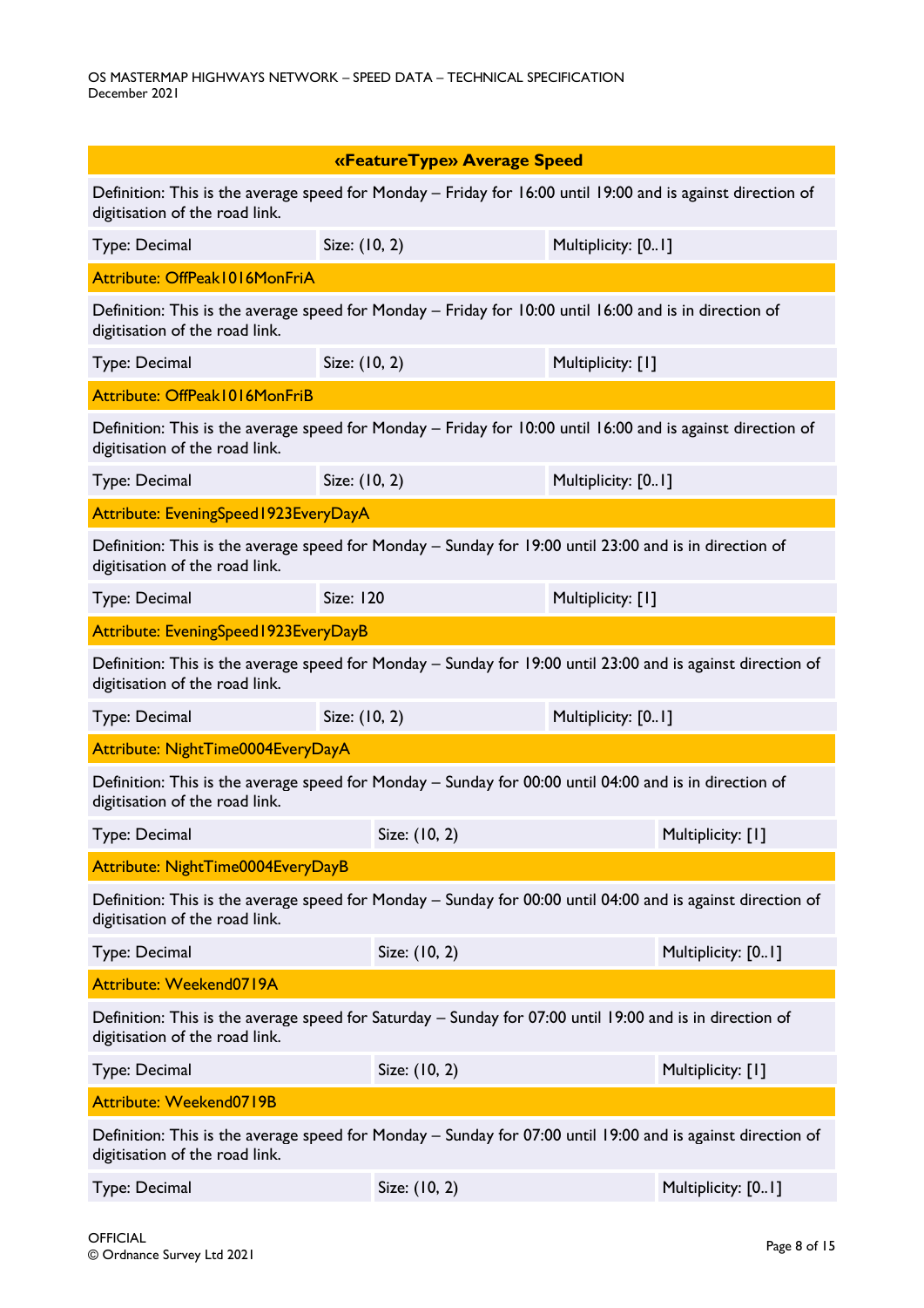| «FeatureType» Average Speed | | |
|---|---|---|
| Definition: This is the average speed for Monday – Friday for 16:00 until 19:00 and is against direction of digitisation of the road link. | | |
| Type: Decimal | Size: (10, 2) | Multiplicity: [0..1] |
| Attribute: OffPeak1016MonFriA | | |
| Definition: This is the average speed for Monday – Friday for 10:00 until 16:00 and is in direction of digitisation of the road link. | | |
| Type: Decimal | Size: (10, 2) | Multiplicity: [1] |
| Attribute: OffPeak1016MonFriB | | |
| Definition: This is the average speed for Monday – Friday for 10:00 until 16:00 and is against direction of digitisation of the road link. | | |
| Type: Decimal | Size: (10, 2) | Multiplicity: [0..1] |
| Attribute: EveningSpeed1923EveryDayA | | |
| Definition: This is the average speed for Monday – Sunday for 19:00 until 23:00 and is in direction of digitisation of the road link. | | |
| Type: Decimal | Size: 120 | Multiplicity: [1] |
| Attribute: EveningSpeed1923EveryDayB | | |
| Definition: This is the average speed for Monday – Sunday for 19:00 until 23:00 and is against direction of digitisation of the road link. | | |
| Type: Decimal | Size: (10, 2) | Multiplicity: [0..1] |
| Attribute: NightTime0004EveryDayA | | |
| Definition: This is the average speed for Monday – Sunday for 00:00 until 04:00 and is in direction of digitisation of the road link. | | |
| Type: Decimal | Size: (10, 2) | Multiplicity: [1] |
| Attribute: NightTime0004EveryDayB | | |
| Definition: This is the average speed for Monday – Sunday for 00:00 until 04:00 and is against direction of digitisation of the road link. | | |
| Type: Decimal | Size: (10, 2) | Multiplicity: [0..1] |
| Attribute: Weekend0719A | | |
| Definition: This is the average speed for Saturday – Sunday for 07:00 until 19:00 and is in direction of digitisation of the road link. | | |
| Type: Decimal | Size: (10, 2) | Multiplicity: [1] |
| Attribute: Weekend0719B | | |
| Definition: This is the average speed for Monday – Sunday for 07:00 until 19:00 and is against direction of digitisation of the road link. | | |
| Type: Decimal | Size: (10, 2) | Multiplicity: [0..1] |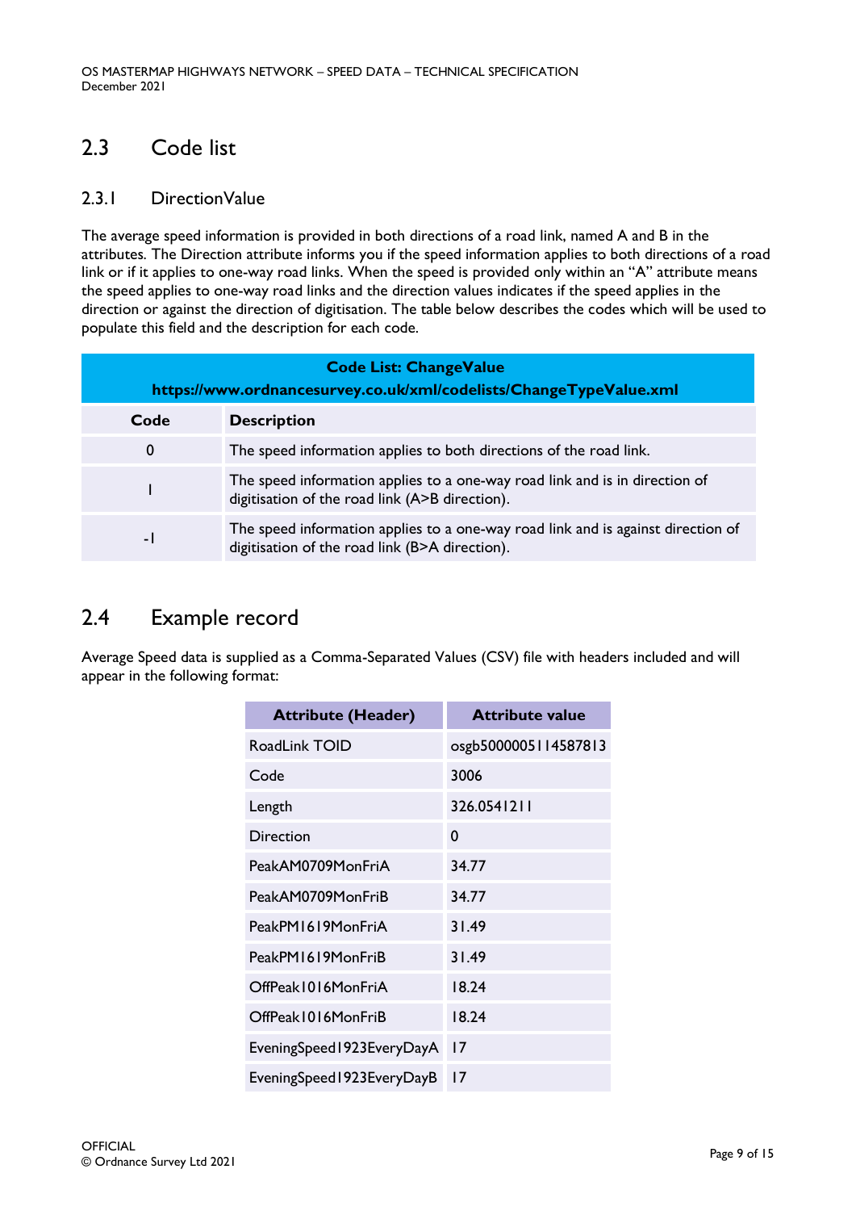## 2.3 Code list

### 2.3.1 DirectionValue

The average speed information is provided in both directions of a road link, named A and B in the attributes. The Direction attribute informs you if the speed information applies to both directions of a road link or if it applies to one-way road links. When the speed is provided only within an "A" attribute means the speed applies to one-way road links and the direction values indicates if the speed applies in the direction or against the direction of digitisation. The table below describes the codes which will be used to populate this field and the description for each code.

| **Code List: ChangeValue**<br>**https://www.ordnancesurvey.co.uk/xml/codelists/ChangeTypeValue.xml** | |
|---|---|
| **Code** | **Description** |
| 0 | The speed information applies to both directions of the road link. |
| 1 | The speed information applies to a one-way road link and is in direction of digitisation of the road link (A>B direction). |
| -1 | The speed information applies to a one-way road link and is against direction of digitisation of the road link (B>A direction). |

## 2.4 Example record

Average Speed data is supplied as a Comma-Separated Values (CSV) file with headers included and will appear in the following format:

| Attribute (Header) | Attribute value |
|---|---|
| RoadLink TOID | osgb5000005114587813 |
| Code | 3006 |
| Length | 326.0541211 |
| Direction | 0 |
| PeakAM0709MonFriA | 34.77 |
| PeakAM0709MonFriB | 34.77 |
| PeakPM1619MonFriA | 31.49 |
| PeakPM1619MonFriB | 31.49 |
| OffPeak1016MonFriA | 18.24 |
| OffPeak1016MonFriB | 18.24 |
| EveningSpeed1923EveryDayA | 17 |
| EveningSpeed1923EveryDayB | 17 |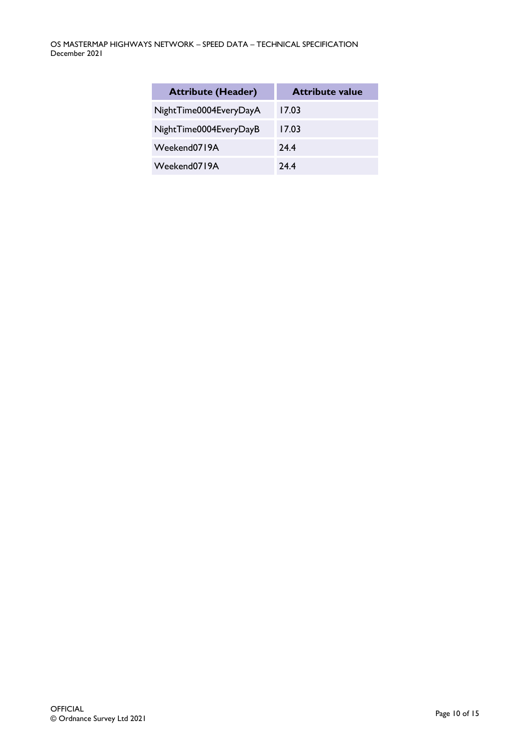| Attribute (Header) | Attribute value |
| --- | --- |
| NightTime0004EveryDayA | 17.03 |
| NightTime0004EveryDayB | 17.03 |
| Weekend0719A | 24.4 |
| Weekend0719A | 24.4 |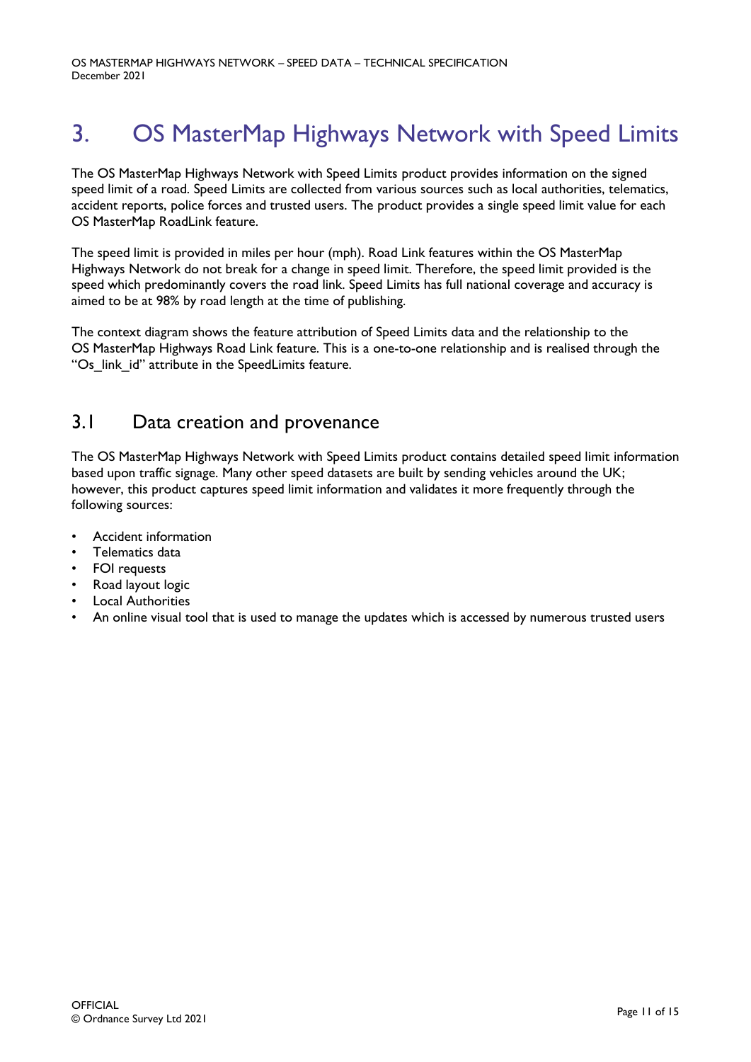# 3. OS MasterMap Highways Network with Speed Limits

The OS MasterMap Highways Network with Speed Limits product provides information on the signed speed limit of a road. Speed Limits are collected from various sources such as local authorities, telematics, accident reports, police forces and trusted users. The product provides a single speed limit value for each OS MasterMap RoadLink feature.

The speed limit is provided in miles per hour (mph). Road Link features within the OS MasterMap Highways Network do not break for a change in speed limit. Therefore, the speed limit provided is the speed which predominantly covers the road link. Speed Limits has full national coverage and accuracy is aimed to be at 98% by road length at the time of publishing.

The context diagram shows the feature attribution of Speed Limits data and the relationship to the OS MasterMap Highways Road Link feature. This is a one-to-one relationship and is realised through the "Os_link_id" attribute in the SpeedLimits feature.

## 3.1 Data creation and provenance

The OS MasterMap Highways Network with Speed Limits product contains detailed speed limit information based upon traffic signage. Many other speed datasets are built by sending vehicles around the UK; however, this product captures speed limit information and validates it more frequently through the following sources:

- Accident information
- Telematics data
- FOI requests
- Road layout logic
- Local Authorities
- An online visual tool that is used to manage the updates which is accessed by numerous trusted users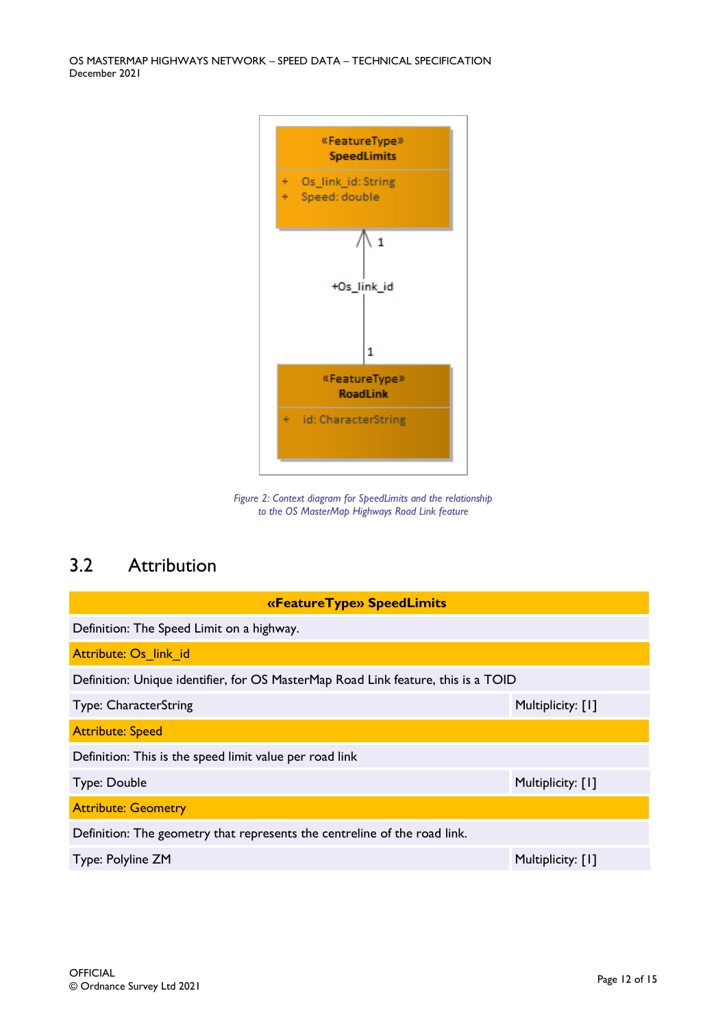Figure 2: Context diagram for SpeedLimits and the relationship to the OS MasterMap Highways Road Link feature

## 3.2 Attribution

| «FeatureType» SpeedLimits | |
|---|---|
| Definition: The Speed Limit on a highway. | |
| Attribute: Os_link_id | |
| Definition: Unique identifier, for OS MasterMap Road Link feature, this is a TOID | |
| Type: CharacterString | Multiplicity: [1] |
| Attribute: Speed | |
| Definition: This is the speed limit value per road link | |
| Type: Double | Multiplicity: [1] |
| Attribute: Geometry | |
| Definition: The geometry that represents the centreline of the road link. | |
| Type: Polyline ZM | Multiplicity: [1] |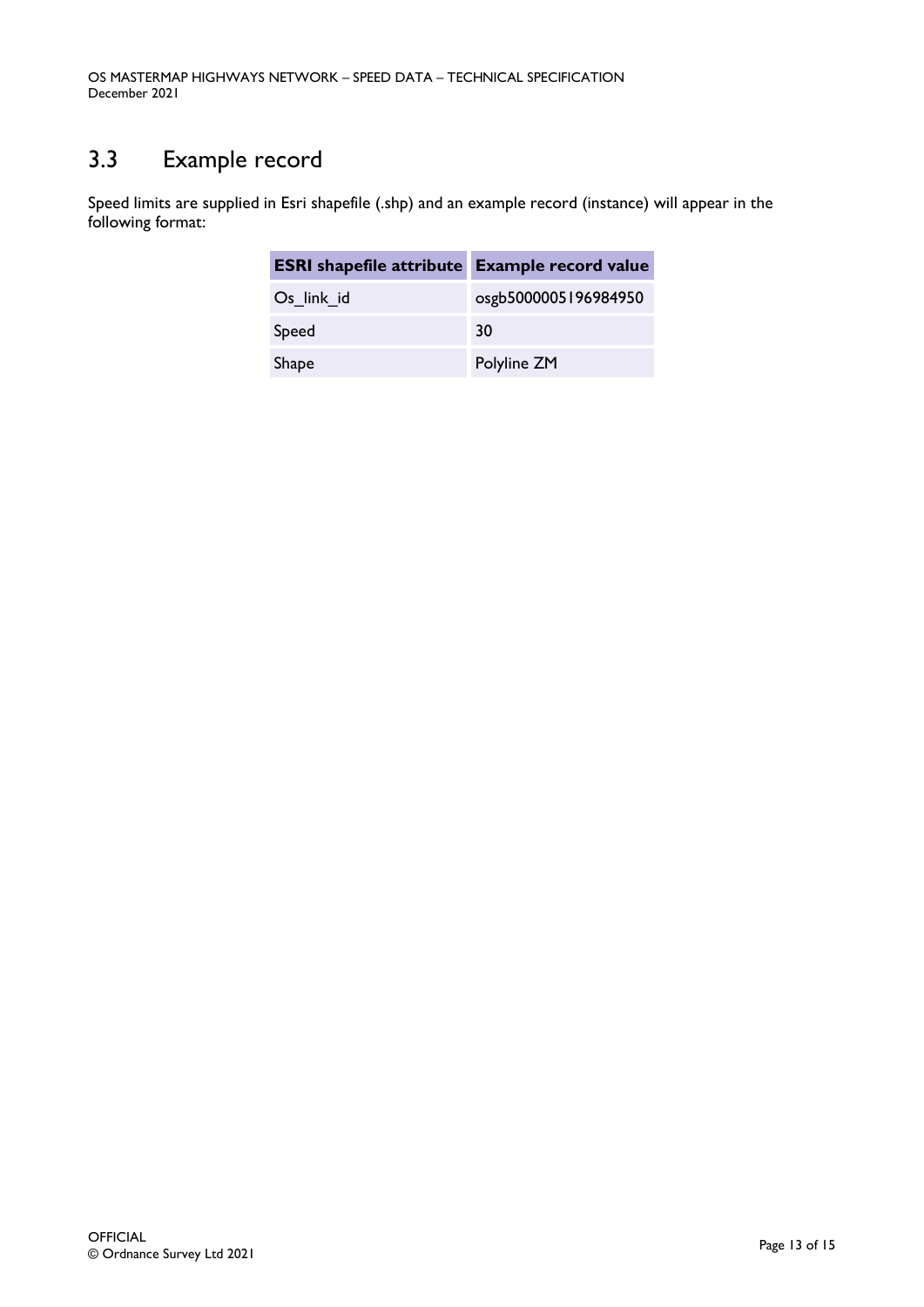## 3.3 Example record

Speed limits are supplied in Esri shapefile (.shp) and an example record (instance) will appear in the following format:

| ESRI shapefile attribute | Example record value |
|---|---|
| Os_link_id | osgb5000005196984950 |
| Speed | 30 |
| Shape | Polyline ZM |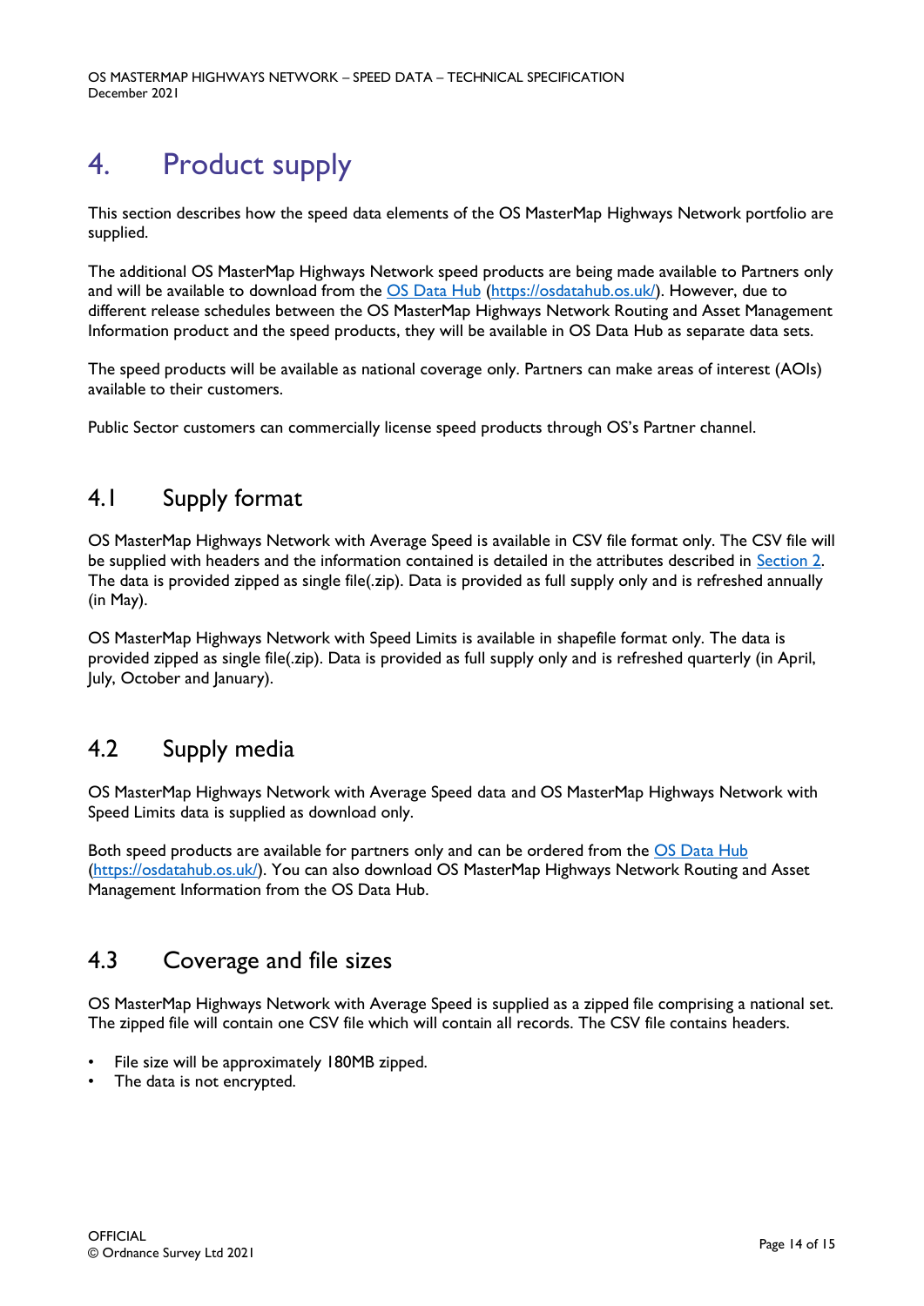# 4. Product supply

This section describes how the speed data elements of the OS MasterMap Highways Network portfolio are supplied.

The additional OS MasterMap Highways Network speed products are being made available to Partners only and will be available to download from the [OS Data Hub](https://osdatahub.os.uk/) (https://osdatahub.os.uk/). However, due to different release schedules between the OS MasterMap Highways Network Routing and Asset Management Information product and the speed products, they will be available in OS Data Hub as separate data sets.

The speed products will be available as national coverage only. Partners can make areas of interest (AOIs) available to their customers.

Public Sector customers can commercially license speed products through OS's Partner channel.

## 4.1 Supply format

OS MasterMap Highways Network with Average Speed is available in CSV file format only. The CSV file will be supplied with headers and the information contained is detailed in the attributes described in Section 2. The data is provided zipped as single file(.zip). Data is provided as full supply only and is refreshed annually (in May).

OS MasterMap Highways Network with Speed Limits is available in shapefile format only. The data is provided zipped as single file(.zip). Data is provided as full supply only and is refreshed quarterly (in April, July, October and January).

## 4.2 Supply media

OS MasterMap Highways Network with Average Speed data and OS MasterMap Highways Network with Speed Limits data is supplied as download only.

Both speed products are available for partners only and can be ordered from the [OS Data Hub](https://osdatahub.os.uk/) (https://osdatahub.os.uk/). You can also download OS MasterMap Highways Network Routing and Asset Management Information from the OS Data Hub.

## 4.3 Coverage and file sizes

OS MasterMap Highways Network with Average Speed is supplied as a zipped file comprising a national set. The zipped file will contain one CSV file which will contain all records. The CSV file contains headers.

- File size will be approximately 180MB zipped.
- The data is not encrypted.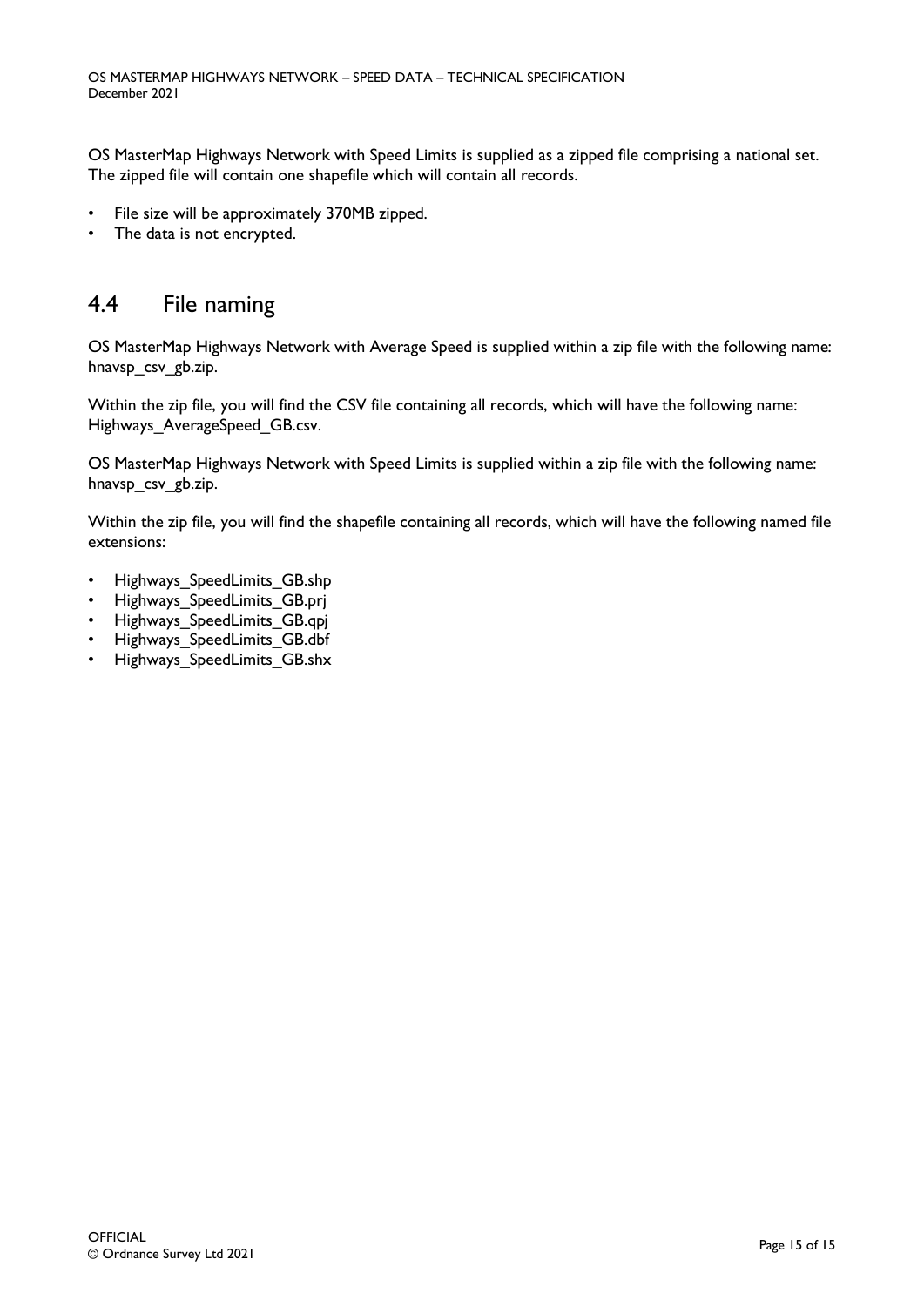OS MasterMap Highways Network with Speed Limits is supplied as a zipped file comprising a national set. The zipped file will contain one shapefile which will contain all records.

- File size will be approximately 370MB zipped.
- The data is not encrypted.

## 4.4 File naming

OS MasterMap Highways Network with Average Speed is supplied within a zip file with the following name: hnavsp_csv_gb.zip.

Within the zip file, you will find the CSV file containing all records, which will have the following name: Highways_AverageSpeed_GB.csv.

OS MasterMap Highways Network with Speed Limits is supplied within a zip file with the following name: hnavsp_csv_gb.zip.

Within the zip file, you will find the shapefile containing all records, which will have the following named file extensions:

- Highways_SpeedLimits_GB.shp
- Highways_SpeedLimits_GB.prj
- Highways_SpeedLimits_GB.qpj
- Highways_SpeedLimits_GB.dbf
- Highways_SpeedLimits_GB.shx